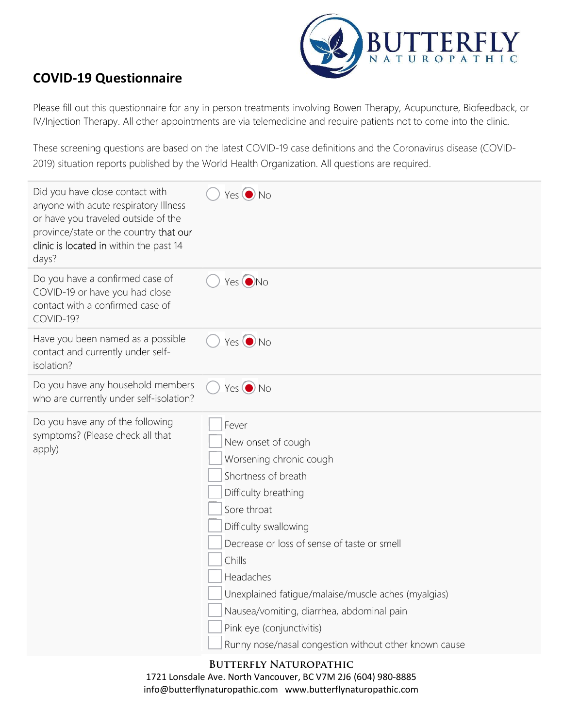# COVID-19 Questionnaire

Please fill out this questionnaire for any in person treatments involving Bowen Therapy, Acupuncture, Biofeedback, or IV/Injection Therapy. All other appointments are via telemedicine and require patients not to come into the clinic.

These screening questions are based on the latest COVID-19 case definitions and the Coronavirus disease (COVID-2019) situation reports published by the World Health Organization. All questions are required.

| Question | Answer |
| --- | --- |
| Did you have close contact with anyone with acute respiratory Illness or have you traveled outside of the province/state or the country that our clinic is located in within the past 14 days? | ○ Yes ● No |
| Do you have a confirmed case of COVID-19 or have you had close contact with a confirmed case of COVID-19? | ○ Yes ● No |
| Have you been named as a possible contact and currently under self-isolation? | ○ Yes ● No |
| Do you have any household members who are currently under self-isolation? | ○ Yes ● No |
| Do you have any of the following symptoms? (Please check all that apply) | ☐ Fever<br>☐ New onset of cough<br>☐ Worsening chronic cough<br>☐ Shortness of breath<br>☐ Difficulty breathing<br>☐ Sore throat<br>☐ Difficulty swallowing<br>☐ Decrease or loss of sense of taste or smell<br>☐ Chills<br>☐ Headaches<br>☐ Unexplained fatigue/malaise/muscle aches (myalgias)<br>☐ Nausea/vomiting, diarrhea, abdominal pain<br>☐ Pink eye (conjunctivitis)<br>☐ Runny nose/nasal congestion without other known cause |

**BUTTERFLY NATUROPATHIC**
1721 Lonsdale Ave. North Vancouver, BC V7M 2J6 (604) 980-8885
info@butterflynaturopathic.com www.butterflynaturopathic.com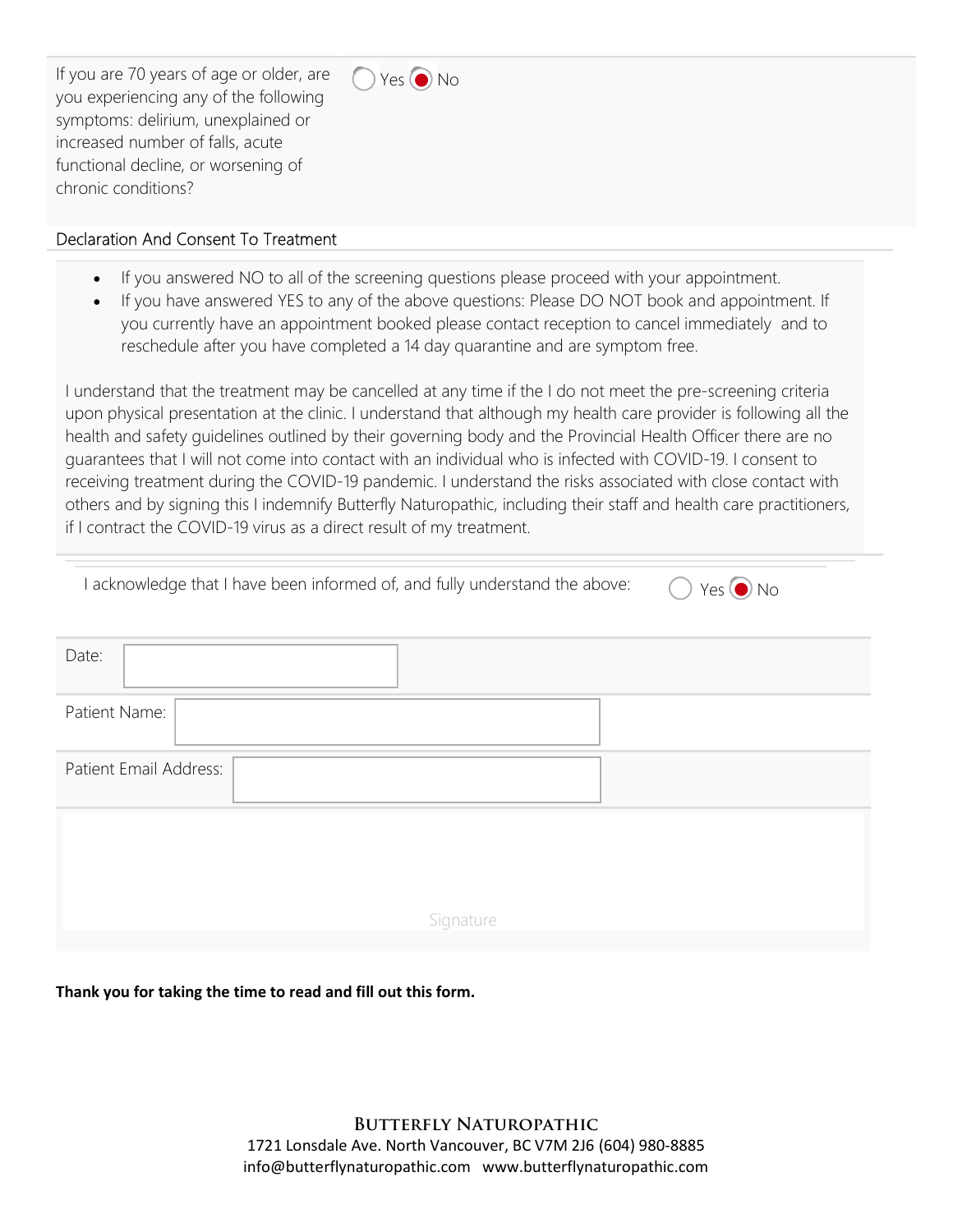If you are 70 years of age or older, are you experiencing any of the following symptoms: delirium, unexplained or increased number of falls, acute functional decline, or worsening of chronic conditions?

○ Yes ◉ No

## Declaration And Consent To Treatment

- If you answered NO to all of the screening questions please proceed with your appointment.
- If you have answered YES to any of the above questions: Please DO NOT book and appointment. If you currently have an appointment booked please contact reception to cancel immediately and to reschedule after you have completed a 14 day quarantine and are symptom free.

I understand that the treatment may be cancelled at any time if the I do not meet the pre-screening criteria upon physical presentation at the clinic. I understand that although my health care provider is following all the health and safety guidelines outlined by their governing body and the Provincial Health Officer there are no guarantees that I will not come into contact with an individual who is infected with COVID-19. I consent to receiving treatment during the COVID-19 pandemic. I understand the risks associated with close contact with others and by signing this I indemnify Butterfly Naturopathic, including their staff and health care practitioners, if I contract the COVID-19 virus as a direct result of my treatment.

I acknowledge that I have been informed of, and fully understand the above: ○ Yes ◉ No

Date:

Patient Name:

Patient Email Address:

Signature

**Thank you for taking the time to read and fill out this form.**

**Butterfly Naturopathic**
1721 Lonsdale Ave. North Vancouver, BC V7M 2J6 (604) 980-8885
info@butterflynaturopathic.com www.butterflynaturopathic.com